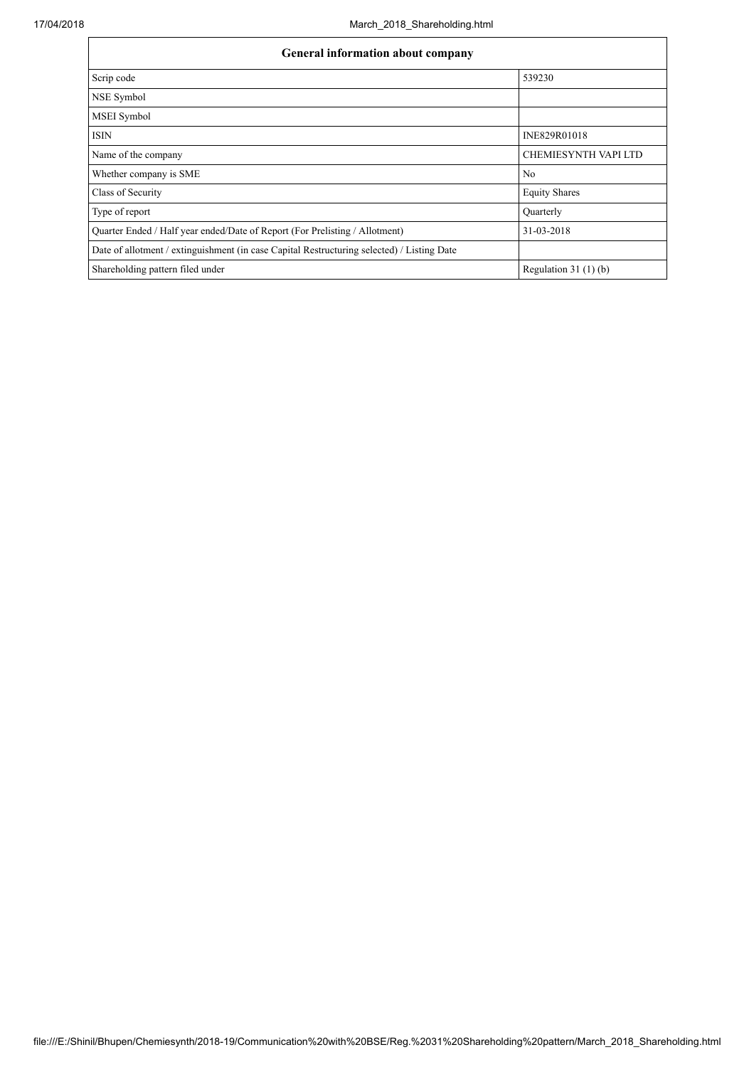| General information about company | |
|---|---|
| Scrip code | 539230 |
| NSE Symbol | |
| MSEI Symbol | |
| ISIN | INE829R01018 |
| Name of the company | CHEMIESYNTH VAPI LTD |
| Whether company is SME | No |
| Class of Security | Equity Shares |
| Type of report | Quarterly |
| Quarter Ended / Half year ended/Date of Report (For Prelisting / Allotment) | 31-03-2018 |
| Date of allotment / extinguishment (in case Capital Restructuring selected) / Listing Date | |
| Shareholding pattern filed under | Regulation 31 (1) (b) |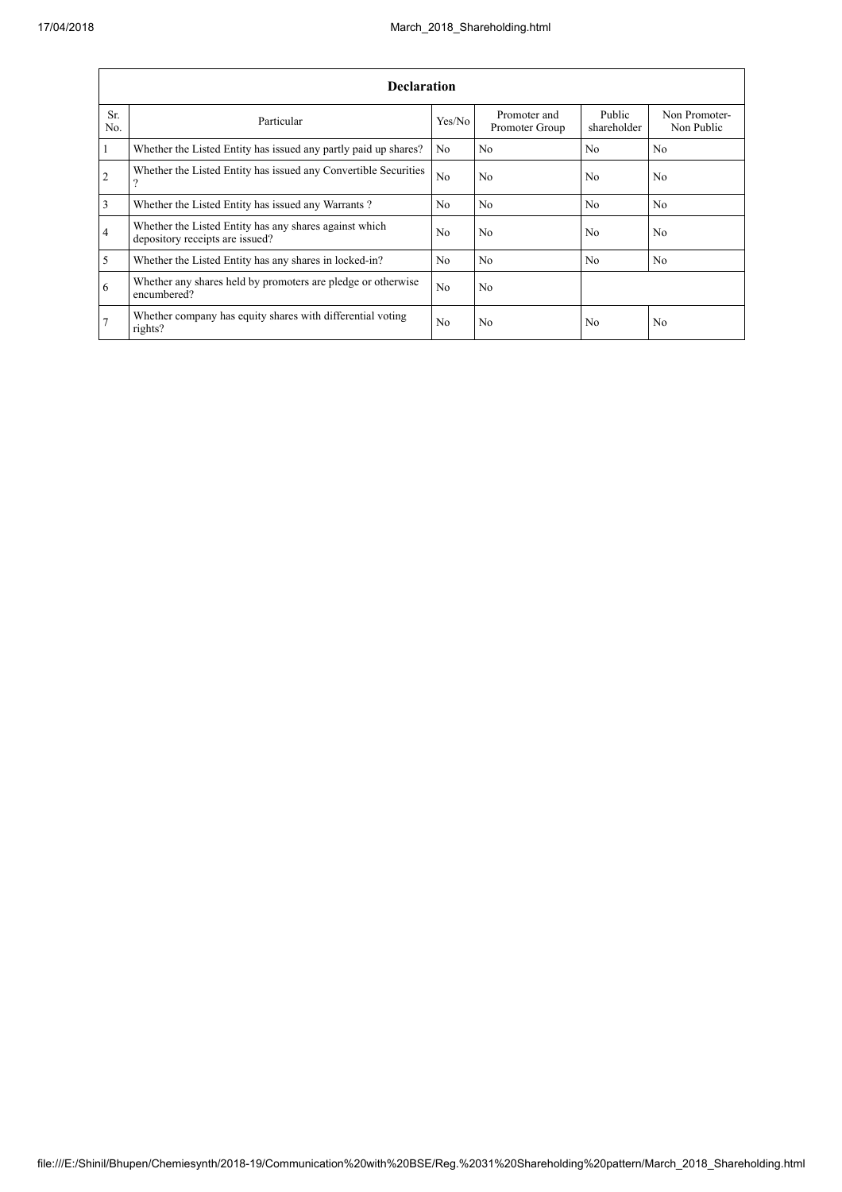| Declaration | | | | | |
|---|---|---|---|---|---|
| Sr. No. | Particular | Yes/No | Promoter and Promoter Group | Public shareholder | Non Promoter- Non Public |
| 1 | Whether the Listed Entity has issued any partly paid up shares? | No | No | No | No |
| 2 | Whether the Listed Entity has issued any Convertible Securities ? | No | No | No | No |
| 3 | Whether the Listed Entity has issued any Warrants ? | No | No | No | No |
| 4 | Whether the Listed Entity has any shares against which depository receipts are issued? | No | No | No | No |
| 5 | Whether the Listed Entity has any shares in locked-in? | No | No | No | No |
| 6 | Whether any shares held by promoters are pledge or otherwise encumbered? | No | No | | |
| 7 | Whether company has equity shares with differential voting rights? | No | No | No | No |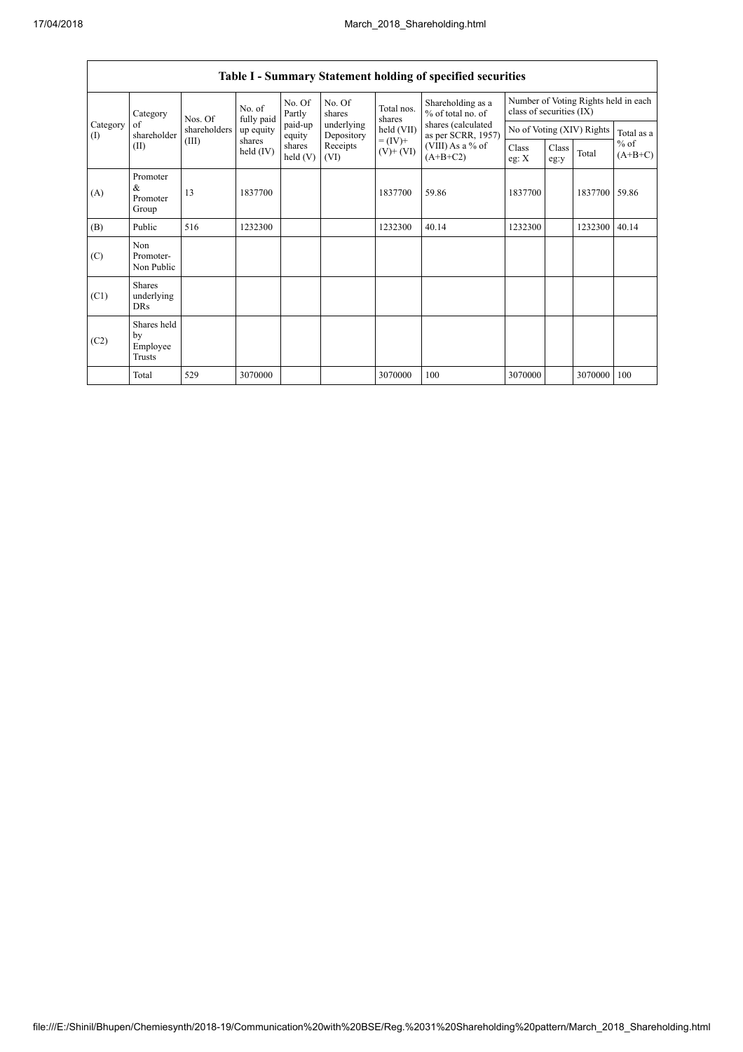## Table I - Summary Statement holding of specified securities

| Category (I) | Category of shareholder (II) | Nos. Of shareholders (III) | No. of fully paid up equity shares held (IV) | No. Of Partly paid-up equity shares held (V) | No. Of shares underlying Depository Receipts (VI) | Total nos. shares held (VII) = (IV)+ (V)+ (VI) | Shareholding as a % of total no. of shares (calculated as per SCRR, 1957) (VIII) As a % of (A+B+C2) | Number of Voting Rights held in each class of securities (IX) | | | |
|---|---|---|---|---|---|---|---|---|---|---|---|
| | | | | | | | | No of Voting (XIV) Rights | | | Total as a % of (A+B+C) |
| | | | | | | | | Class eg: X | Class eg:y | Total | |
| (A) | Promoter & Promoter Group | 13 | 1837700 | | | 1837700 | 59.86 | 1837700 | | 1837700 | 59.86 |
| (B) | Public | 516 | 1232300 | | | 1232300 | 40.14 | 1232300 | | 1232300 | 40.14 |
| (C) | Non Promoter- Non Public | | | | | | | | | | |
| (C1) | Shares underlying DRs | | | | | | | | | | |
| (C2) | Shares held by Employee Trusts | | | | | | | | | | |
| | Total | 529 | 3070000 | | | 3070000 | 100 | 3070000 | | 3070000 | 100 |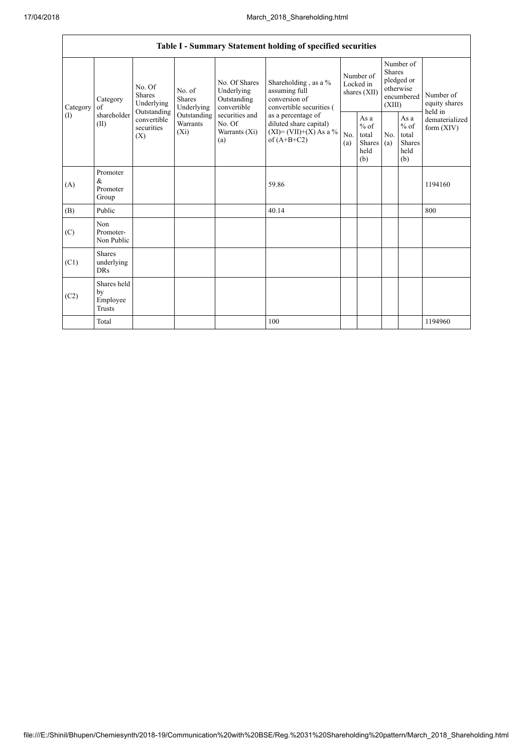| Table I - Summary Statement holding of specified securities | | | | | | | | | | | |
|---|---|---|---|---|---|---|---|---|---|---|---|
| Category (I) | Category of shareholder (II) | No. Of Shares Underlying Outstanding convertible securities (X) | No. of Shares Underlying Outstanding Warrants (Xi) | No. Of Shares Underlying Outstanding convertible securities and No. Of Warrants (Xi) (a) | Shareholding , as a % assuming full conversion of convertible securities ( as a percentage of diluted share capital) (XI)= (VII)+(X) As a % of (A+B+C2) | Number of Locked in shares (XII) | | Number of Shares pledged or otherwise encumbered (XIII) | | Number of equity shares held in dematerialized form (XIV) |
| | | | | | | No. (a) | As a % of total Shares held (b) | No. (a) | As a % of total Shares held (b) | |
| (A) | Promoter & Promoter Group | | | | 59.86 | | | | | 1194160 |
| (B) | Public | | | | 40.14 | | | | | 800 |
| (C) | Non Promoter- Non Public | | | | | | | | | |
| (C1) | Shares underlying DRs | | | | | | | | | |
| (C2) | Shares held by Employee Trusts | | | | | | | | | |
| | Total | | | | 100 | | | | | 1194960 |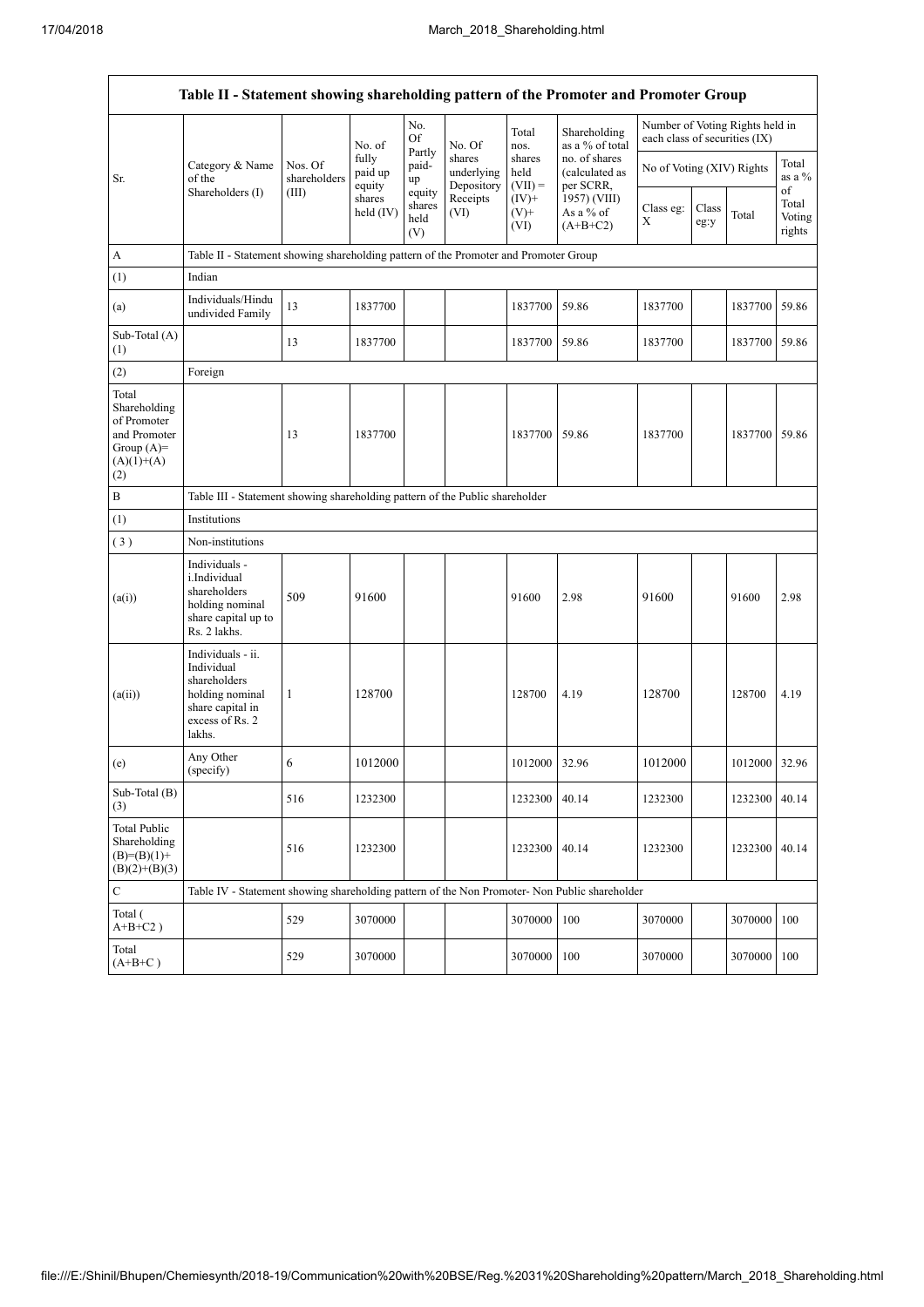| Table II - Statement showing shareholding pattern of the Promoter and Promoter Group | | | | | | | | | | | | |
|---|---|---|---|---|---|---|---|---|---|---|---|---|
| Sr. | Category & Name of the Shareholders (I) | Nos. Of shareholders (III) | No. of fully paid up equity shares held (IV) | No. Of Partly paid-up equity shares held (V) | No. Of shares underlying Depository Receipts (VI) | Total nos. shares held (VII) = (IV)+ (V)+ (VI) | Shareholding as a % of total no. of shares (calculated as per SCRR, 1957) (VIII) As a % of (A+B+C2) | Number of Voting Rights held in each class of securities (IX) | | | |
| | | | | | | | | No of Voting (XIV) Rights | | | Total as a % of Total Voting rights |
| | | | | | | | | Class eg: X | Class eg:y | Total | |
| A | Table II - Statement showing shareholding pattern of the Promoter and Promoter Group | | | | | | | | | | |
| (1) | Indian | | | | | | | | | | |
| (a) | Individuals/Hindu undivided Family | 13 | 1837700 | | | 1837700 | 59.86 | 1837700 | | 1837700 | 59.86 |
| Sub-Total (A) (1) | | 13 | 1837700 | | | 1837700 | 59.86 | 1837700 | | 1837700 | 59.86 |
| (2) | Foreign | | | | | | | | | | |
| Total Shareholding of Promoter and Promoter Group (A)= (A)(1)+(A) (2) | | 13 | 1837700 | | | 1837700 | 59.86 | 1837700 | | 1837700 | 59.86 |
| B | Table III - Statement showing shareholding pattern of the Public shareholder | | | | | | | | | | |
| (1) | Institutions | | | | | | | | | | |
| ( 3 ) | Non-institutions | | | | | | | | | | |
| (a(i)) | Individuals - i.Individual shareholders holding nominal share capital up to Rs. 2 lakhs. | 509 | 91600 | | | 91600 | 2.98 | 91600 | | 91600 | 2.98 |
| (a(ii)) | Individuals - ii. Individual shareholders holding nominal share capital in excess of Rs. 2 lakhs. | 1 | 128700 | | | 128700 | 4.19 | 128700 | | 128700 | 4.19 |
| (e) | Any Other (specify) | 6 | 1012000 | | | 1012000 | 32.96 | 1012000 | | 1012000 | 32.96 |
| Sub-Total (B) (3) | | 516 | 1232300 | | | 1232300 | 40.14 | 1232300 | | 1232300 | 40.14 |
| Total Public Shareholding (B)=(B)(1)+ (B)(2)+(B)(3) | | 516 | 1232300 | | | 1232300 | 40.14 | 1232300 | | 1232300 | 40.14 |
| C | Table IV - Statement showing shareholding pattern of the Non Promoter- Non Public shareholder | | | | | | | | | | |
| Total ( A+B+C2 ) | | 529 | 3070000 | | | 3070000 | 100 | 3070000 | | 3070000 | 100 |
| Total (A+B+C ) | | 529 | 3070000 | | | 3070000 | 100 | 3070000 | | 3070000 | 100 |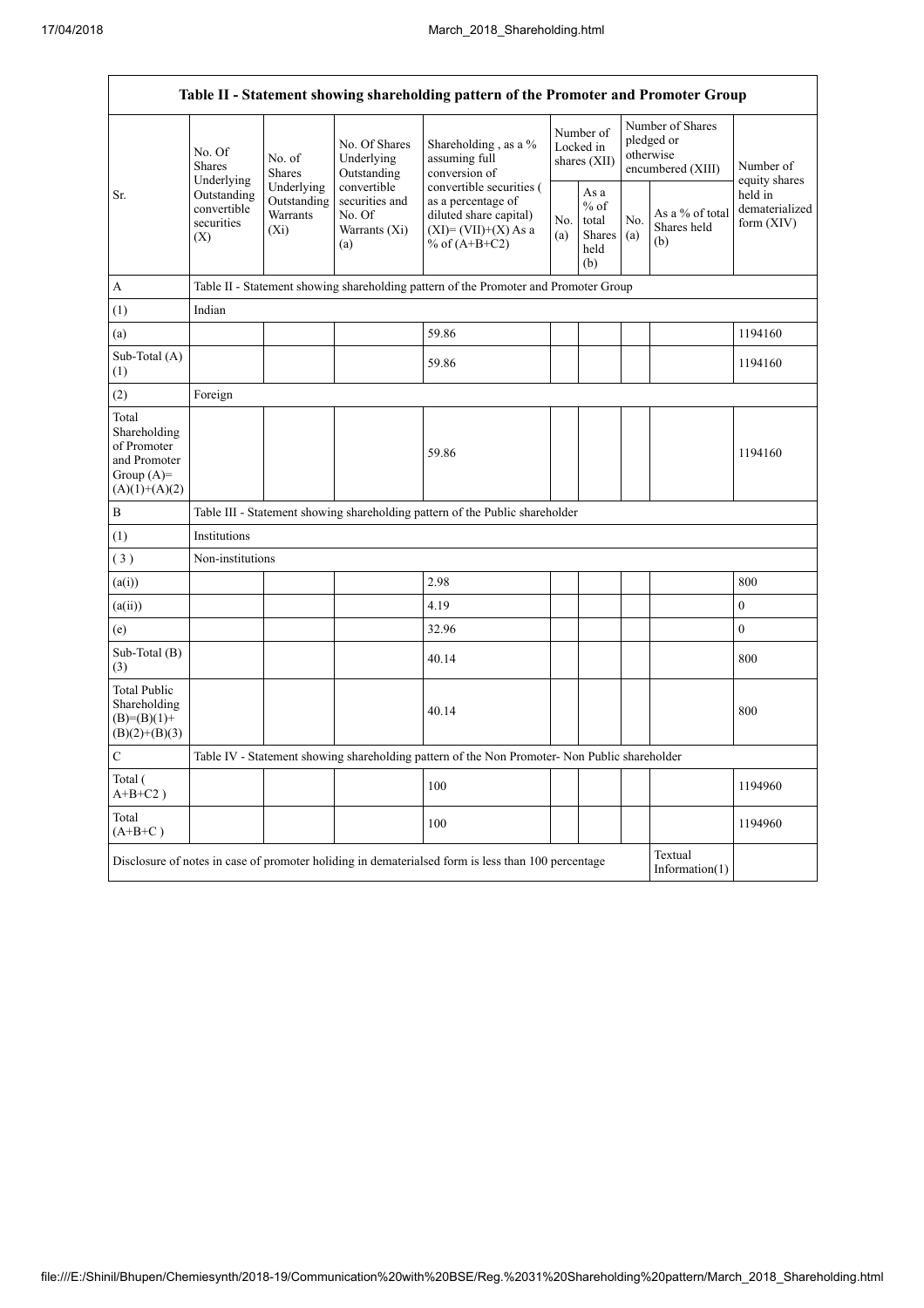| Table II - Statement showing shareholding pattern of the Promoter and Promoter Group | | | | | | | | | |
|---|---|---|---|---|---|---|---|---|---|
| Sr. | No. Of Shares Underlying Outstanding convertible securities (X) | No. of Shares Underlying Outstanding Warrants (Xi) | No. Of Shares Underlying Outstanding convertible securities and No. Of Warrants (Xi) (a) | Shareholding , as a % assuming full conversion of convertible securities ( as a percentage of diluted share capital) (XI)= (VII)+(X) As a % of (A+B+C2) | Number of Locked in shares (XII) | | Number of Shares pledged or otherwise encumbered (XIII) | | Number of equity shares held in dematerialized form (XIV) |
| | | | | | No. (a) | As a % of total Shares held (b) | No. (a) | As a % of total Shares held (b) | |
| A | Table II - Statement showing shareholding pattern of the Promoter and Promoter Group | | | | | | | | |
| (1) | Indian | | | | | | | | |
| (a) | | | | 59.86 | | | | | 1194160 |
| Sub-Total (A) (1) | | | | 59.86 | | | | | 1194160 |
| (2) | Foreign | | | | | | | | |
| Total Shareholding of Promoter and Promoter Group (A)= (A)(1)+(A)(2) | | | | 59.86 | | | | | 1194160 |
| B | Table III - Statement showing shareholding pattern of the Public shareholder | | | | | | | | |
| (1) | Institutions | | | | | | | | |
| ( 3 ) | Non-institutions | | | | | | | | |
| (a(i)) | | | | 2.98 | | | | | 800 |
| (a(ii)) | | | | 4.19 | | | | | 0 |
| (e) | | | | 32.96 | | | | | 0 |
| Sub-Total (B) (3) | | | | 40.14 | | | | | 800 |
| Total Public Shareholding (B)=(B)(1)+ (B)(2)+(B)(3) | | | | 40.14 | | | | | 800 |
| C | Table IV - Statement showing shareholding pattern of the Non Promoter- Non Public shareholder | | | | | | | | |
| Total ( A+B+C2 ) | | | | 100 | | | | | 1194960 |
| Total (A+B+C ) | | | | 100 | | | | | 1194960 |
| Disclosure of notes in case of promoter holiding in dematerialsed form is less than 100 percentage | | | | | | | | Textual Information(1) | |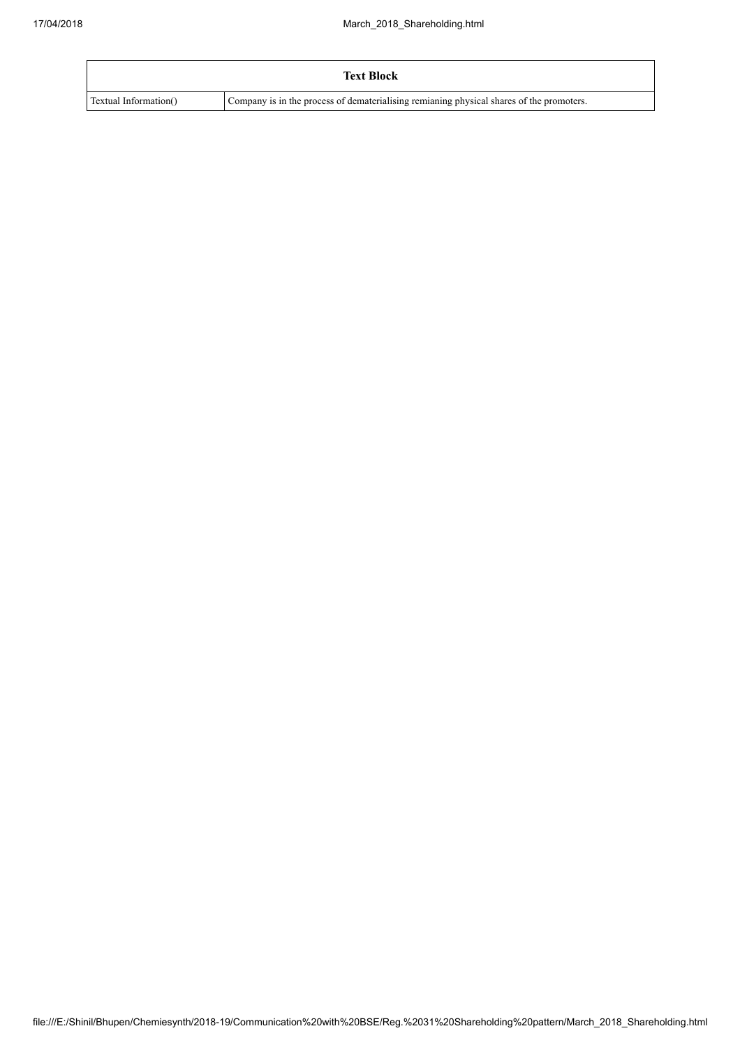| Text Block | |
|---|---|
| Textual Information() | Company is in the process of dematerialising remianing physical shares of the promoters. |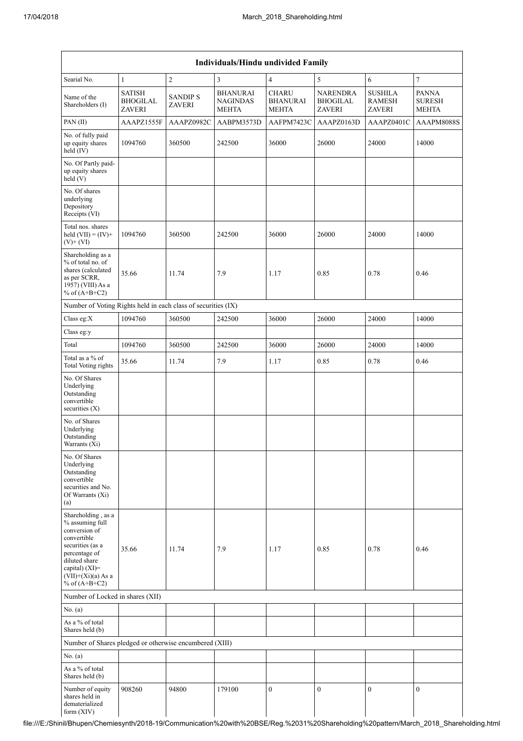| Individuals/Hindu undivided Family | | | | | | | |
|---|---|---|---|---|---|---|---|
| Searial No. | 1 | 2 | 3 | 4 | 5 | 6 | 7 |
| Name of the Shareholders (I) | SATISH BHOGILAL ZAVERI | SANDIP S ZAVERI | BHANURAI NAGINDAS MEHTA | CHARU BHANURAI MEHTA | NARENDRA BHOGILAL ZAVERI | SUSHILA RAMESH ZAVERI | PANNA SURESH MEHTA |
| PAN (II) | AAAPZ1555F | AAAPZ0982C | AABPM3573D | AAFPM7423C | AAAPZ0163D | AAAPZ0401C | AAAPM8088S |
| No. of fully paid up equity shares held (IV) | 1094760 | 360500 | 242500 | 36000 | 26000 | 24000 | 14000 |
| No. Of Partly paid-up equity shares held (V) | | | | | | | |
| No. Of shares underlying Depository Receipts (VI) | | | | | | | |
| Total nos. shares held (VII) = (IV)+(V)+ (VI) | 1094760 | 360500 | 242500 | 36000 | 26000 | 24000 | 14000 |
| Shareholding as a % of total no. of shares (calculated as per SCRR, 1957) (VIII) As a % of (A+B+C2) | 35.66 | 11.74 | 7.9 | 1.17 | 0.85 | 0.78 | 0.46 |
| Number of Voting Rights held in each class of securities (IX) | | | | | | | |
| Class eg:X | 1094760 | 360500 | 242500 | 36000 | 26000 | 24000 | 14000 |
| Class eg:y | | | | | | | |
| Total | 1094760 | 360500 | 242500 | 36000 | 26000 | 24000 | 14000 |
| Total as a % of Total Voting rights | 35.66 | 11.74 | 7.9 | 1.17 | 0.85 | 0.78 | 0.46 |
| No. Of Shares Underlying Outstanding convertible securities (X) | | | | | | | |
| No. of Shares Underlying Outstanding Warrants (Xi) | | | | | | | |
| No. Of Shares Underlying Outstanding convertible securities and No. Of Warrants (Xi) (a) | | | | | | | |
| Shareholding , as a % assuming full conversion of convertible securities (as a percentage of diluted share capital) (XI)= (VII)+(Xi)(a) As a % of (A+B+C2) | 35.66 | 11.74 | 7.9 | 1.17 | 0.85 | 0.78 | 0.46 |
| Number of Locked in shares (XII) | | | | | | | |
| No. (a) | | | | | | | |
| As a % of total Shares held (b) | | | | | | | |
| Number of Shares pledged or otherwise encumbered (XIII) | | | | | | | |
| No. (a) | | | | | | | |
| As a % of total Shares held (b) | | | | | | | |
| Number of equity shares held in dematerialized form (XIV) | 908260 | 94800 | 179100 | 0 | 0 | 0 | 0 |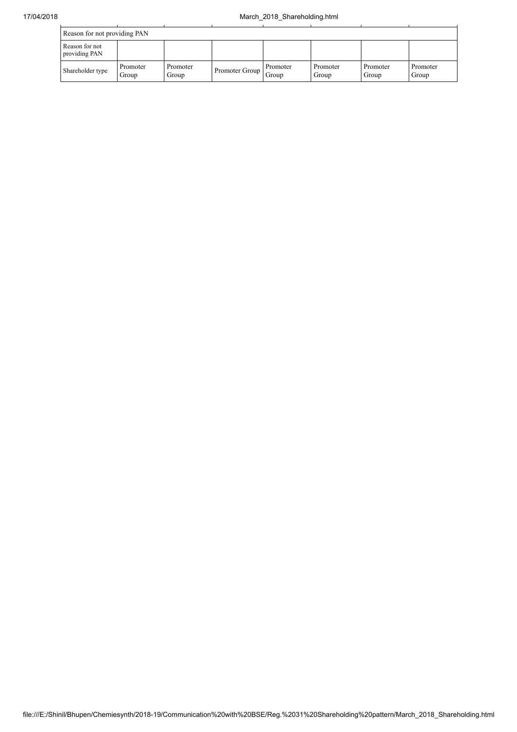| Reason for not providing PAN | | | | | | | |
|---|---|---|---|---|---|---|---|
| Reason for not providing PAN | | | | | | | |
| Shareholder type | Promoter Group | Promoter Group | Promoter Group | Promoter Group | Promoter Group | Promoter Group | Promoter Group |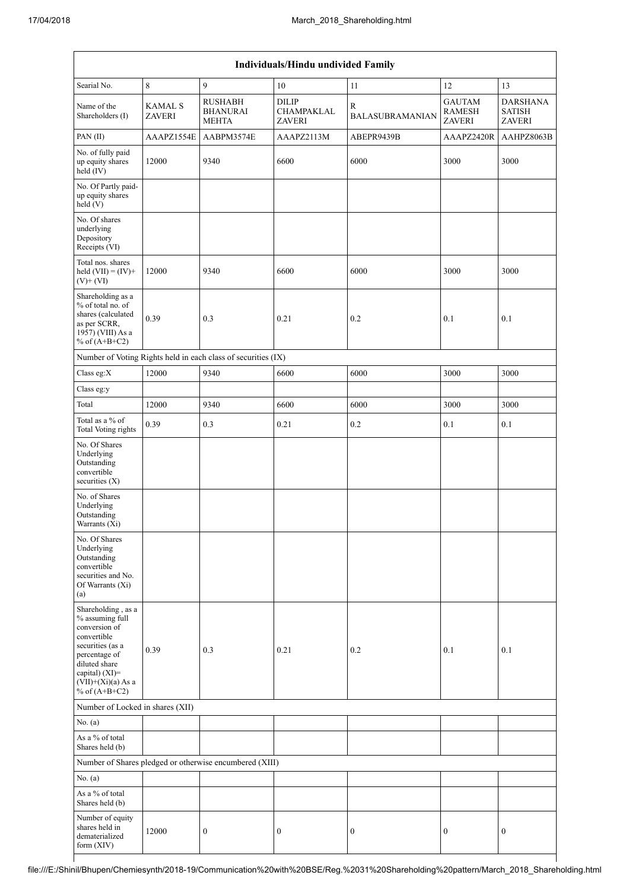| Individuals/Hindu undivided Family | | | | | | |
|---|---|---|---|---|---|---|
| Searial No. | 8 | 9 | 10 | 11 | 12 | 13 |
| Name of the Shareholders (I) | KAMAL S ZAVERI | RUSHABH BHANURAI MEHTA | DILIP CHAMPAKLAL ZAVERI | R BALASUBRAMANIAN | GAUTAM RAMESH ZAVERI | DARSHANA SATISH ZAVERI |
| PAN (II) | AAAPZ1554E | AABPM3574E | AAAPZ2113M | ABEPR9439B | AAAPZ2420R | AAHPZ8063B |
| No. of fully paid up equity shares held (IV) | 12000 | 9340 | 6600 | 6000 | 3000 | 3000 |
| No. Of Partly paid-up equity shares held (V) | | | | | | |
| No. Of shares underlying Depository Receipts (VI) | | | | | | |
| Total nos. shares held (VII) = (IV)+ (V)+ (VI) | 12000 | 9340 | 6600 | 6000 | 3000 | 3000 |
| Shareholding as a % of total no. of shares (calculated as per SCRR, 1957) (VIII) As a % of (A+B+C2) | 0.39 | 0.3 | 0.21 | 0.2 | 0.1 | 0.1 |
| Number of Voting Rights held in each class of securities (IX) | | | | | | |
| Class eg:X | 12000 | 9340 | 6600 | 6000 | 3000 | 3000 |
| Class eg:y | | | | | | |
| Total | 12000 | 9340 | 6600 | 6000 | 3000 | 3000 |
| Total as a % of Total Voting rights | 0.39 | 0.3 | 0.21 | 0.2 | 0.1 | 0.1 |
| No. Of Shares Underlying Outstanding convertible securities (X) | | | | | | |
| No. of Shares Underlying Outstanding Warrants (Xi) | | | | | | |
| No. Of Shares Underlying Outstanding convertible securities and No. Of Warrants (Xi) (a) | | | | | | |
| Shareholding , as a % assuming full conversion of convertible securities (as a percentage of diluted share capital) (XI)= (VII)+(Xi)(a) As a % of (A+B+C2) | 0.39 | 0.3 | 0.21 | 0.2 | 0.1 | 0.1 |
| Number of Locked in shares (XII) | | | | | | |
| No. (a) | | | | | | |
| As a % of total Shares held (b) | | | | | | |
| Number of Shares pledged or otherwise encumbered (XIII) | | | | | | |
| No. (a) | | | | | | |
| As a % of total Shares held (b) | | | | | | |
| Number of equity shares held in dematerialized form (XIV) | 12000 | 0 | 0 | 0 | 0 | 0 |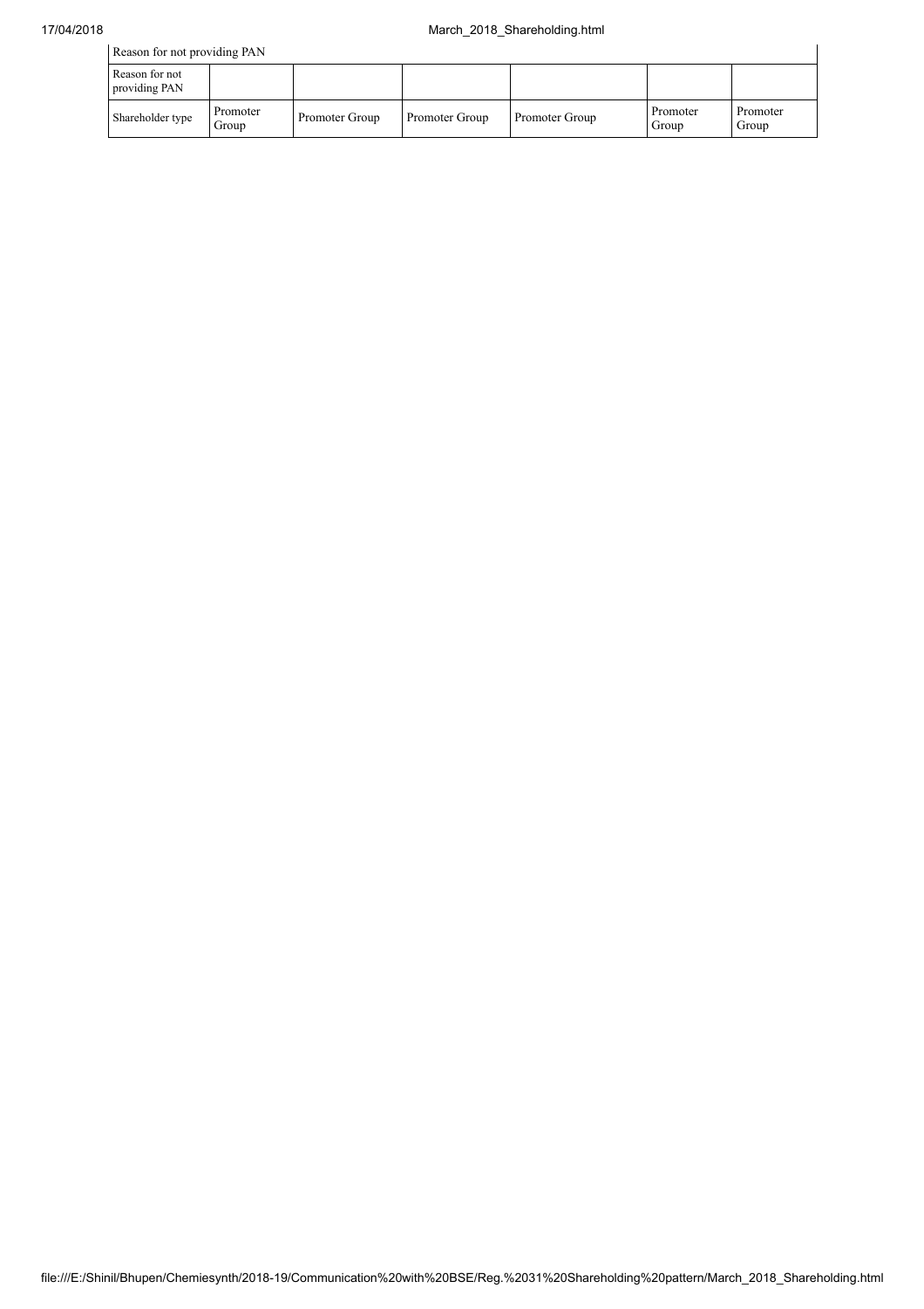| Reason for not providing PAN | | | | | | |
|---|---|---|---|---|---|---|
| Reason for not providing PAN | | | | | | |
| Shareholder type | Promoter Group | Promoter Group | Promoter Group | Promoter Group | Promoter Group | Promoter Group |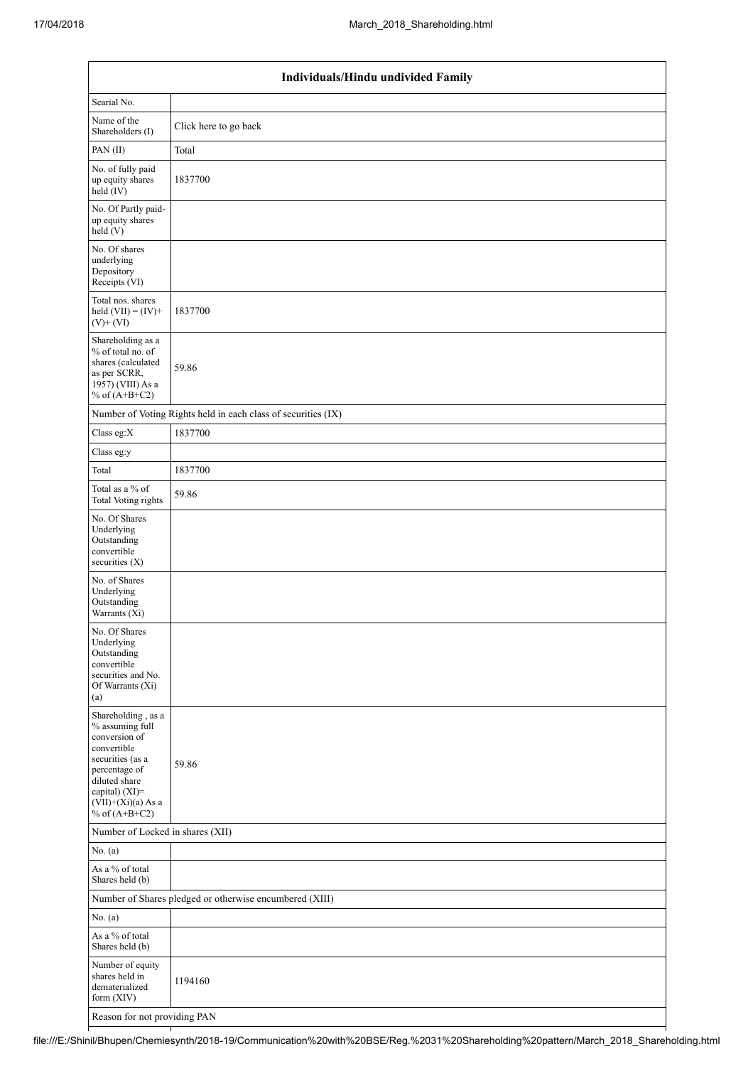| Individuals/Hindu undivided Family | |
|---|---|
| Searial No. | |
| Name of the Shareholders (I) | Click here to go back |
| PAN (II) | Total |
| No. of fully paid up equity shares held (IV) | 1837700 |
| No. Of Partly paid-up equity shares held (V) | |
| No. Of shares underlying Depository Receipts (VI) | |
| Total nos. shares held (VII) = (IV)+ (V)+ (VI) | 1837700 |
| Shareholding as a % of total no. of shares (calculated as per SCRR, 1957) (VIII) As a % of (A+B+C2) | 59.86 |
| Number of Voting Rights held in each class of securities (IX) | |
| Class eg:X | 1837700 |
| Class eg:y | |
| Total | 1837700 |
| Total as a % of Total Voting rights | 59.86 |
| No. Of Shares Underlying Outstanding convertible securities (X) | |
| No. of Shares Underlying Outstanding Warrants (Xi) | |
| No. Of Shares Underlying Outstanding convertible securities and No. Of Warrants (Xi) (a) | |
| Shareholding , as a % assuming full conversion of convertible securities (as a percentage of diluted share capital) (XI)= (VII)+(Xi)(a) As a % of (A+B+C2) | 59.86 |
| Number of Locked in shares (XII) | |
| No. (a) | |
| As a % of total Shares held (b) | |
| Number of Shares pledged or otherwise encumbered (XIII) | |
| No. (a) | |
| As a % of total Shares held (b) | |
| Number of equity shares held in dematerialized form (XIV) | 1194160 |
| Reason for not providing PAN | |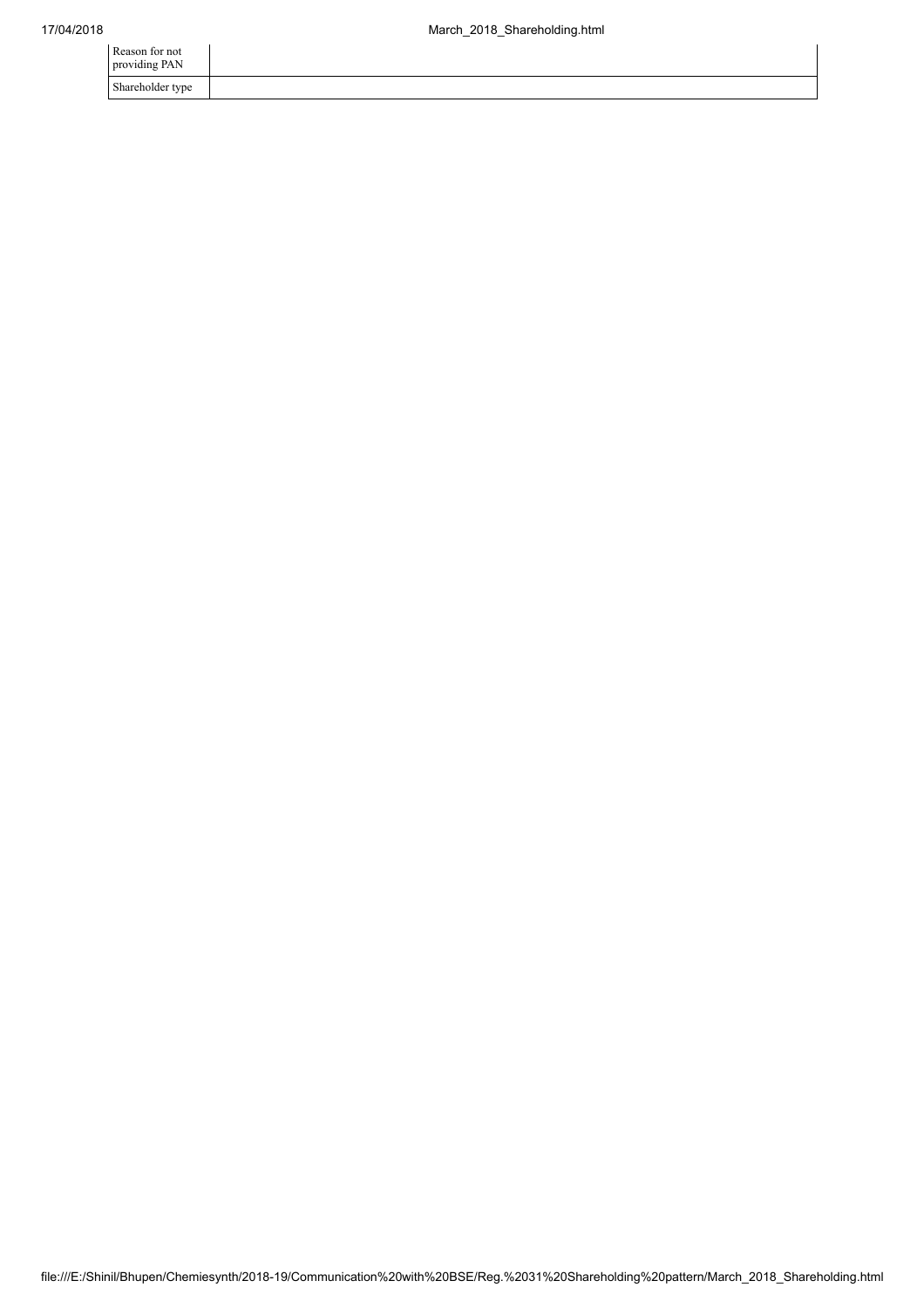| | |
|---|---|
| Reason for not providing PAN | |
| Shareholder type | |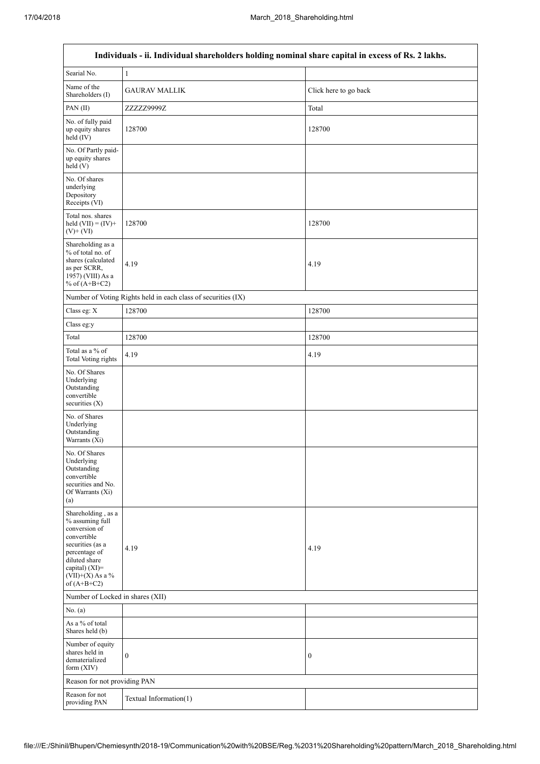| Individuals - ii. Individual shareholders holding nominal share capital in excess of Rs. 2 lakhs. | | |
|---|---|---|
| Searial No. | 1 | |
| Name of the Shareholders (I) | GAURAV MALLIK | Click here to go back |
| PAN (II) | ZZZZZ9999Z | Total |
| No. of fully paid up equity shares held (IV) | 128700 | 128700 |
| No. Of Partly paid-up equity shares held (V) | | |
| No. Of shares underlying Depository Receipts (VI) | | |
| Total nos. shares held (VII) = (IV)+ (V)+ (VI) | 128700 | 128700 |
| Shareholding as a % of total no. of shares (calculated as per SCRR, 1957) (VIII) As a % of (A+B+C2) | 4.19 | 4.19 |
| Number of Voting Rights held in each class of securities (IX) | | |
| Class eg: X | 128700 | 128700 |
| Class eg:y | | |
| Total | 128700 | 128700 |
| Total as a % of Total Voting rights | 4.19 | 4.19 |
| No. Of Shares Underlying Outstanding convertible securities (X) | | |
| No. of Shares Underlying Outstanding Warrants (Xi) | | |
| No. Of Shares Underlying Outstanding convertible securities and No. Of Warrants (Xi) (a) | | |
| Shareholding , as a % assuming full conversion of convertible securities (as a percentage of diluted share capital) (XI)= (VII)+(X) As a % of (A+B+C2) | 4.19 | 4.19 |
| Number of Locked in shares (XII) | | |
| No. (a) | | |
| As a % of total Shares held (b) | | |
| Number of equity shares held in dematerialized form (XIV) | 0 | 0 |
| Reason for not providing PAN | | |
| Reason for not providing PAN | Textual Information(1) | |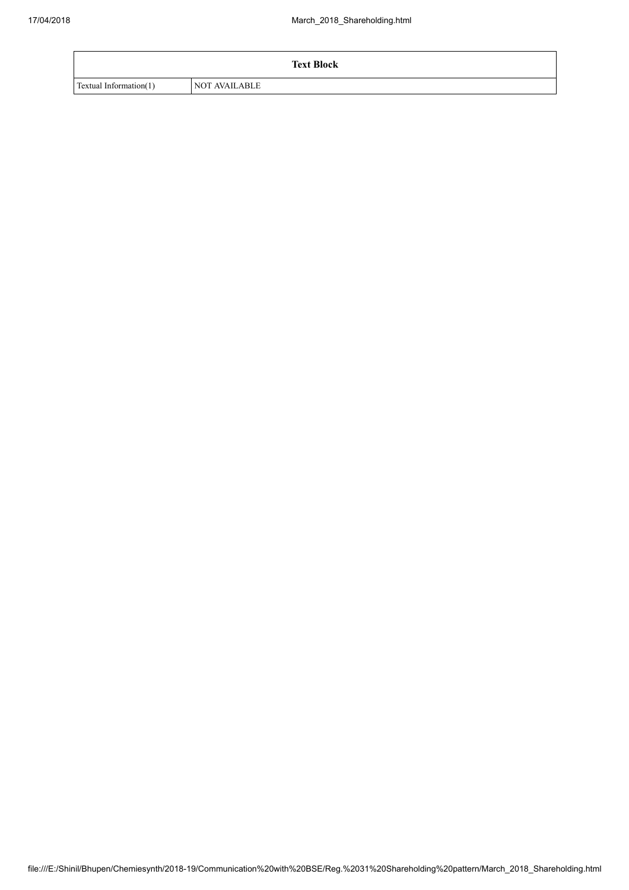| Text Block | |
| --- | --- |
| Textual Information(1) | NOT AVAILABLE |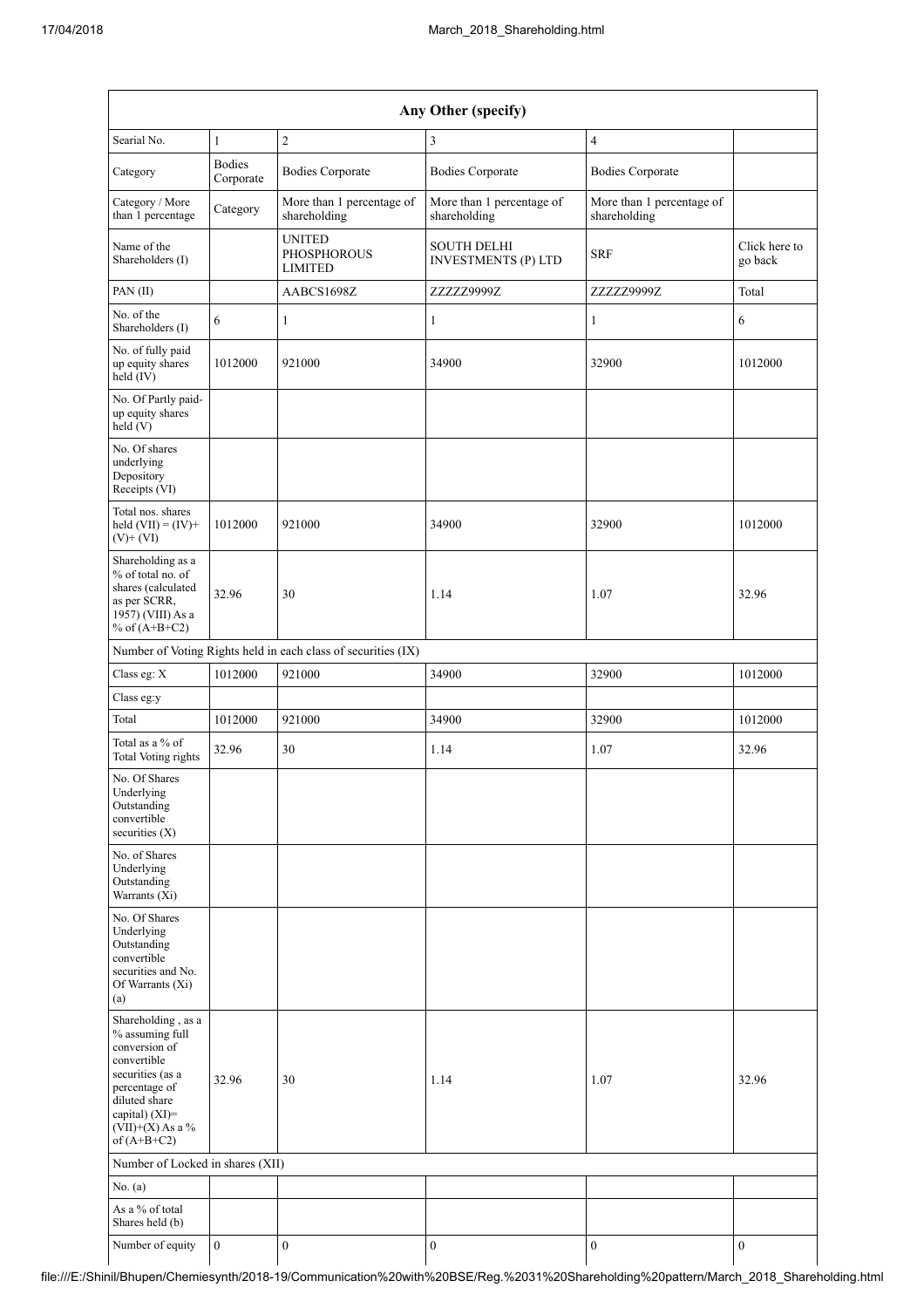| Any Other (specify) | | | | | |
|---|---|---|---|---|---|
| Searial No. | 1 | 2 | 3 | 4 | |
| Category | Bodies Corporate | Bodies Corporate | Bodies Corporate | Bodies Corporate | |
| Category / More than 1 percentage | Category | More than 1 percentage of shareholding | More than 1 percentage of shareholding | More than 1 percentage of shareholding | |
| Name of the Shareholders (I) | | UNITED PHOSPHOROUS LIMITED | SOUTH DELHI INVESTMENTS (P) LTD | SRF | Click here to go back |
| PAN (II) | | AABCS1698Z | ZZZZZ9999Z | ZZZZZ9999Z | Total |
| No. of the Shareholders (I) | 6 | 1 | 1 | 1 | 6 |
| No. of fully paid up equity shares held (IV) | 1012000 | 921000 | 34900 | 32900 | 1012000 |
| No. Of Partly paid-up equity shares held (V) | | | | | |
| No. Of shares underlying Depository Receipts (VI) | | | | | |
| Total nos. shares held (VII) = (IV)+(V)+ (VI) | 1012000 | 921000 | 34900 | 32900 | 1012000 |
| Shareholding as a % of total no. of shares (calculated as per SCRR, 1957) (VIII) As a % of (A+B+C2) | 32.96 | 30 | 1.14 | 1.07 | 32.96 |
| Number of Voting Rights held in each class of securities (IX) | | | | | |
| Class eg: X | 1012000 | 921000 | 34900 | 32900 | 1012000 |
| Class eg:y | | | | | |
| Total | 1012000 | 921000 | 34900 | 32900 | 1012000 |
| Total as a % of Total Voting rights | 32.96 | 30 | 1.14 | 1.07 | 32.96 |
| No. Of Shares Underlying Outstanding convertible securities (X) | | | | | |
| No. of Shares Underlying Outstanding Warrants (Xi) | | | | | |
| No. Of Shares Underlying Outstanding convertible securities and No. Of Warrants (Xi) (a) | | | | | |
| Shareholding , as a % assuming full conversion of convertible securities (as a percentage of diluted share capital) (XI)= (VII)+(X) As a % of (A+B+C2) | 32.96 | 30 | 1.14 | 1.07 | 32.96 |
| Number of Locked in shares (XII) | | | | | |
| No. (a) | | | | | |
| As a % of total Shares held (b) | | | | | |
| Number of equity | 0 | 0 | 0 | 0 | 0 |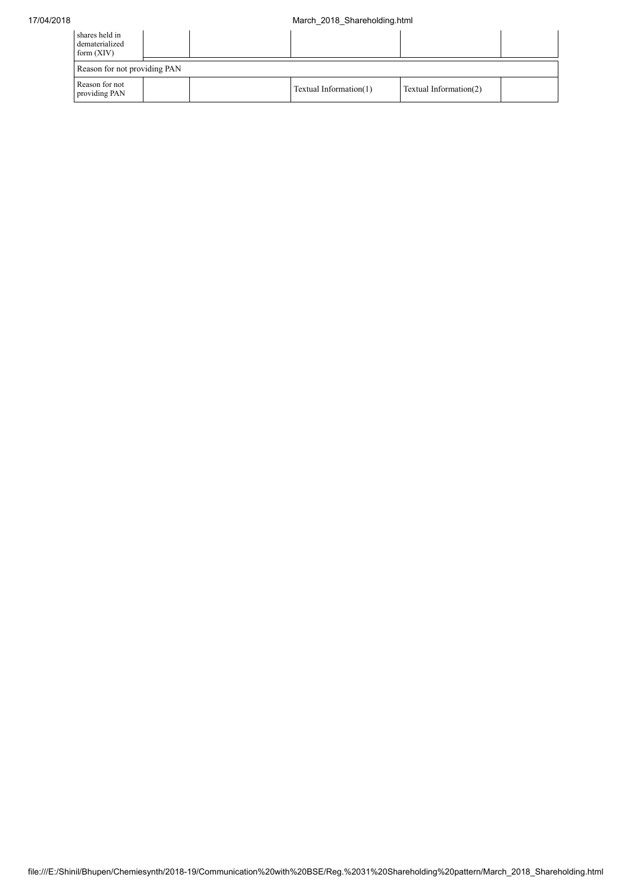| shares held in dematerialized form (XIV) | | | | | |
|---|---|---|---|---|---|
| Reason for not providing PAN | | | | | |
| Reason for not providing PAN | | | Textual Information(1) | Textual Information(2) | |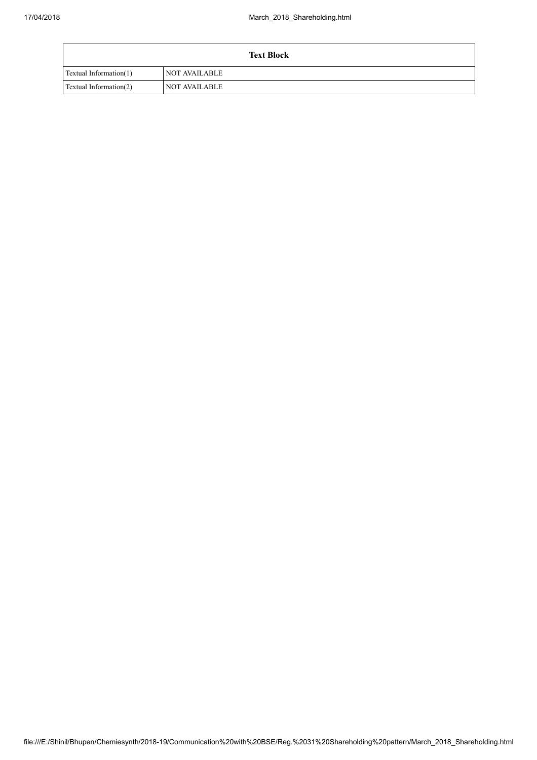| Text Block | |
|---|---|
| Textual Information(1) | NOT AVAILABLE |
| Textual Information(2) | NOT AVAILABLE |